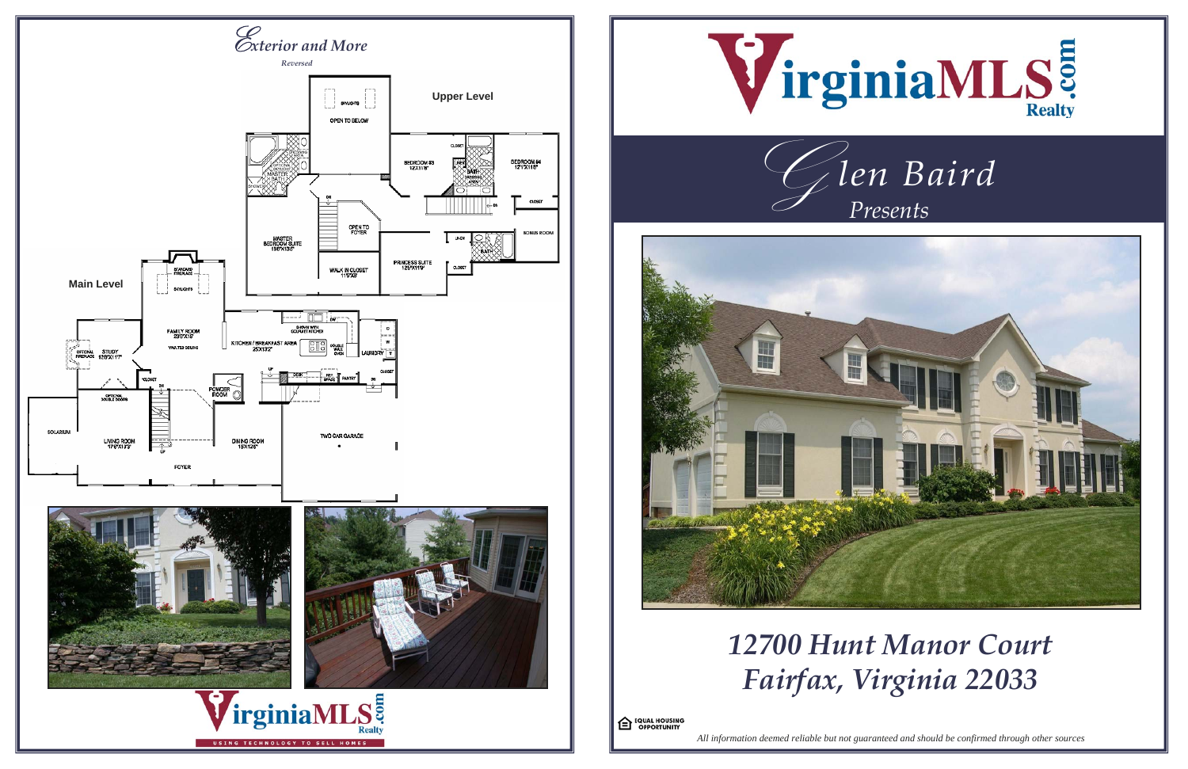# Exterior and More

*Reversed*

**Upper Level**

SKYLIGHTS

OPEN TO BELOW

MASTER BATH

SHOWER

MASTER BEDROOM SUITE 19'6"X13'6"

DN

OPEN TO FOYER

WALK IN CLOSET 11'5"X9'

BEDROOM #3 12'2"X11'8"

CLOSET

LIN

BATH

DRESSING AREA

BEDROOM #4 12'11"X11'8"

CLOSET

BONUS ROOM

LINEN

BATH

PRINCESS SUITE 12'5"X11'9"

CLOSET

**Main Level**

STANDARD FIREPLACE

SKYLIGHTS

FAMILY ROOM 22'6"X16'

VAULTED CEILING

KITCHEN / BREAKFAST AREA 25'X13'2"

SHOWN WITH GOURMET KITCHEN

DOUBLE WALL OVEN

LAUNDRY

OPTIONAL FIREPLACE

STUDY 12'6"X11'7"

CLOSET

DN

UP

POWDER ROOM

PANTRY

CLOSET

OPTIONAL DOUBLE DOORS

SOLARIUM

LIVING ROOM 17'6"X13'3"

DINING ROOM 15'X12'6"

TWO CAR GARAGE

FOYER

VirginiaMLS.com Realty

USING TECHNOLOGY TO SELL HOMES

VirginiaMLS.com Realty

*Glen Baird*

*Presents*

# 12700 Hunt Manor Court
# Fairfax, Virginia 22033

EQUAL HOUSING OPPORTUNITY

*All information deemed reliable but not guaranteed and should be confirmed through other sources*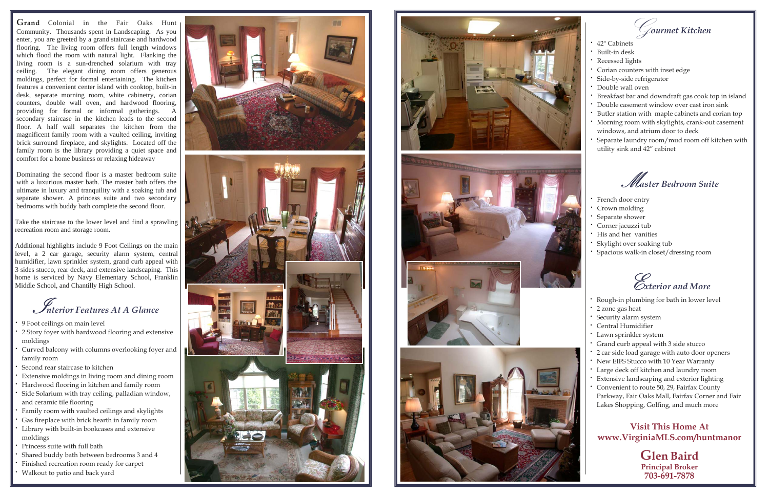**Grand** Colonial in the Fair Oaks Hunt Community. Thousands spent in Landscaping. As you enter, you are greeted by a grand staircase and hardwood flooring. The living room offers full length windows which flood the room with natural light. Flanking the living room is a sun-drenched solarium with tray ceiling. The elegant dining room offers generous moldings, perfect for formal entertaining. The kitchen features a convenient center island with cooktop, built-in desk, separate morning room, white cabinetry, corian counters, double wall oven, and hardwood flooring, providing for formal or informal gatherings. A secondary staircase in the kitchen leads to the second floor. A half wall separates the kitchen from the magnificent family room with a vaulted ceiling, inviting brick surround fireplace, and skylights. Located off the family room is the library providing a quiet space and comfort for a home business or relaxing hideaway

Dominating the second floor is a master bedroom suite with a luxurious master bath. The master bath offers the ultimate in luxury and tranquility with a soaking tub and separate shower. A princess suite and two secondary bedrooms with buddy bath complete the second floor.

Take the staircase to the lower level and find a sprawling recreation room and storage room.

Additional highlights include 9 Foot Ceilings on the main level, a 2 car garage, security alarm system, central humidifier, lawn sprinkler system, grand curb appeal with 3 sides stucco, rear deck, and extensive landscaping. This home is serviced by Navy Elementary School, Franklin Middle School, and Chantilly High School.

## *Interior Features At A Glance*

- 9 Foot ceilings on main level
- 2 Story foyer with hardwood flooring and extensive moldings
- Curved balcony with columns overlooking foyer and family room
- Second rear staircase to kitchen
- Extensive moldings in living room and dining room
- Hardwood flooring in kitchen and family room
- Side Solarium with tray ceiling, palladian window, and ceramic tile flooring
- Family room with vaulted ceilings and skylights
- Gas fireplace with brick hearth in family room
- Library with built-in bookcases and extensive moldings
- Princess suite with full bath
- Shared buddy bath between bedrooms 3 and 4
- Finished recreation room ready for carpet
- Walkout to patio and back yard

## *Gourmet Kitchen*

- 42" Cabinets
- Built-in desk
- Recessed lights
- Corian counters with inset edge
- Side-by-side refrigerator
- Double wall oven
- Breakfast bar and downdraft gas cook top in island
- Double casement window over cast iron sink
- Butler station with maple cabinets and corian top
- Morning room with skylights, crank-out casement windows, and atrium door to deck
- Separate laundry room/mud room off kitchen with utility sink and 42" cabinet

## *Master Bedroom Suite*

- French door entry
- Crown molding
- Separate shower
- Corner jacuzzi tub
- His and her vanities
- Skylight over soaking tub
- Spacious walk-in closet/dressing room

## *Exterior and More*

- Rough-in plumbing for bath in lower level
- 2 zone gas heat
- Security alarm system
- Central Humidifier
- Lawn sprinkler system
- Grand curb appeal with 3 side stucco
- 2 car side load garage with auto door openers
- New EIFS Stucco with 10 Year Warranty
- Large deck off kitchen and laundry room
- Extensive landscaping and exterior lighting
- Convenient to route 50, 29, Fairfax County Parkway, Fair Oaks Mall, Fairfax Corner and Fair Lakes Shopping, Golfing, and much more

**Visit This Home At**
**www.VirginiaMLS.com/huntmanor**

**Glen Baird**
**Principal Broker**
**703-691-7878**